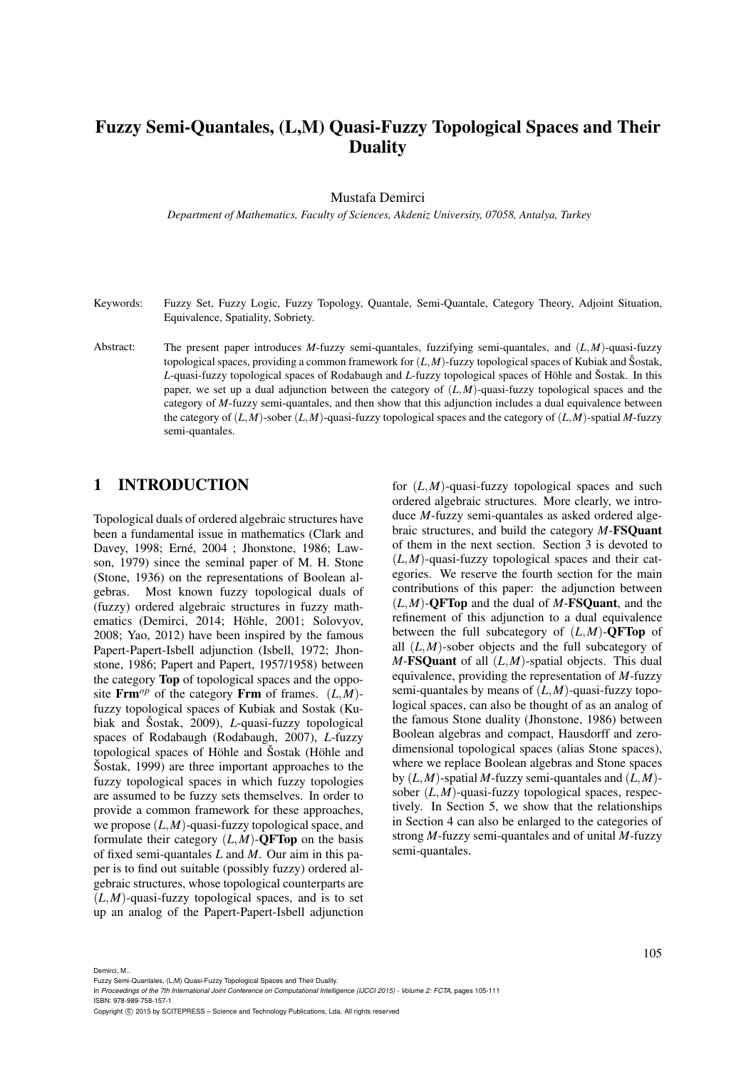# Fuzzy Semi-Quantales, (L,M) Quasi-Fuzzy Topological Spaces and Their Duality

Mustafa Demirci

*Department of Mathematics, Faculty of Sciences, Akdeniz University, 07058, Antalya, Turkey*

Keywords: Fuzzy Set, Fuzzy Logic, Fuzzy Topology, Quantale, Semi-Quantale, Category Theory, Adjoint Situation, Equivalence, Spatiality, Sobriety.

Abstract: The present paper introduces $M$-fuzzy semi-quantales, fuzzifying semi-quantales, and $(L,M)$-quasi-fuzzy topological spaces, providing a common framework for $(L,M)$-fuzzy topological spaces of Kubiak and Šostak, $L$-quasi-fuzzy topological spaces of Rodabaugh and $L$-fuzzy topological spaces of Höhle and Šostak. In this paper, we set up a dual adjunction between the category of $(L,M)$-quasi-fuzzy topological spaces and the category of $M$-fuzzy semi-quantales, and then show that this adjunction includes a dual equivalence between the category of $(L,M)$-sober $(L,M)$-quasi-fuzzy topological spaces and the category of $(L,M)$-spatial $M$-fuzzy semi-quantales.

## 1 INTRODUCTION

Topological duals of ordered algebraic structures have been a fundamental issue in mathematics (Clark and Davey, 1998; Erné, 2004 ; Jhonstone, 1986; Lawson, 1979) since the seminal paper of M. H. Stone (Stone, 1936) on the representations of Boolean algebras. Most known fuzzy topological duals of (fuzzy) ordered algebraic structures in fuzzy mathematics (Demirci, 2014; Höhle, 2001; Solovyov, 2008; Yao, 2012) have been inspired by the famous Papert-Papert-Isbell adjunction (Isbell, 1972; Jhonstone, 1986; Papert and Papert, 1957/1958) between the category **Top** of topological spaces and the opposite $\mathbf{Frm}^{op}$ of the category **Frm** of frames. $(L,M)$-fuzzy topological spaces of Kubiak and Sostak (Kubiak and Šostak, 2009), $L$-quasi-fuzzy topological spaces of Rodabaugh (Rodabaugh, 2007), $L$-fuzzy topological spaces of Höhle and Šostak (Höhle and Šostak, 1999) are three important approaches to the fuzzy topological spaces in which fuzzy topologies are assumed to be fuzzy sets themselves. In order to provide a common framework for these approaches, we propose $(L,M)$-quasi-fuzzy topological space, and formulate their category $(L,M)$-**QFTop** on the basis of fixed semi-quantales $L$ and $M$. Our aim in this paper is to find out suitable (possibly fuzzy) ordered algebraic structures, whose topological counterparts are $(L,M)$-quasi-fuzzy topological spaces, and is to set up an analog of the Papert-Papert-Isbell adjunction for $(L,M)$-quasi-fuzzy topological spaces and such ordered algebraic structures. More clearly, we introduce $M$-fuzzy semi-quantales as asked ordered algebraic structures, and build the category $M$-**FSQuant** of them in the next section. Section 3 is devoted to $(L,M)$-quasi-fuzzy topological spaces and their categories. We reserve the fourth section for the main contributions of this paper: the adjunction between $(L,M)$-**QFTop** and the dual of $M$-**FSQuant**, and the refinement of this adjunction to a dual equivalence between the full subcategory of $(L,M)$-**QFTop** of all $(L,M)$-sober objects and the full subcategory of $M$-**FSQuant** of all $(L,M)$-spatial objects. This dual equivalence, providing the representation of $M$-fuzzy semi-quantales by means of $(L,M)$-quasi-fuzzy topological spaces, can also be thought of as an analog of the famous Stone duality (Jhonstone, 1986) between Boolean algebras and compact, Hausdorff and zero-dimensional topological spaces (alias Stone spaces), where we replace Boolean algebras and Stone spaces by $(L,M)$-spatial $M$-fuzzy semi-quantales and $(L,M)$-sober $(L,M)$-quasi-fuzzy topological spaces, respectively. In Section 5, we show that the relationships in Section 4 can also be enlarged to the categories of strong $M$-fuzzy semi-quantales and of unital $M$-fuzzy semi-quantales.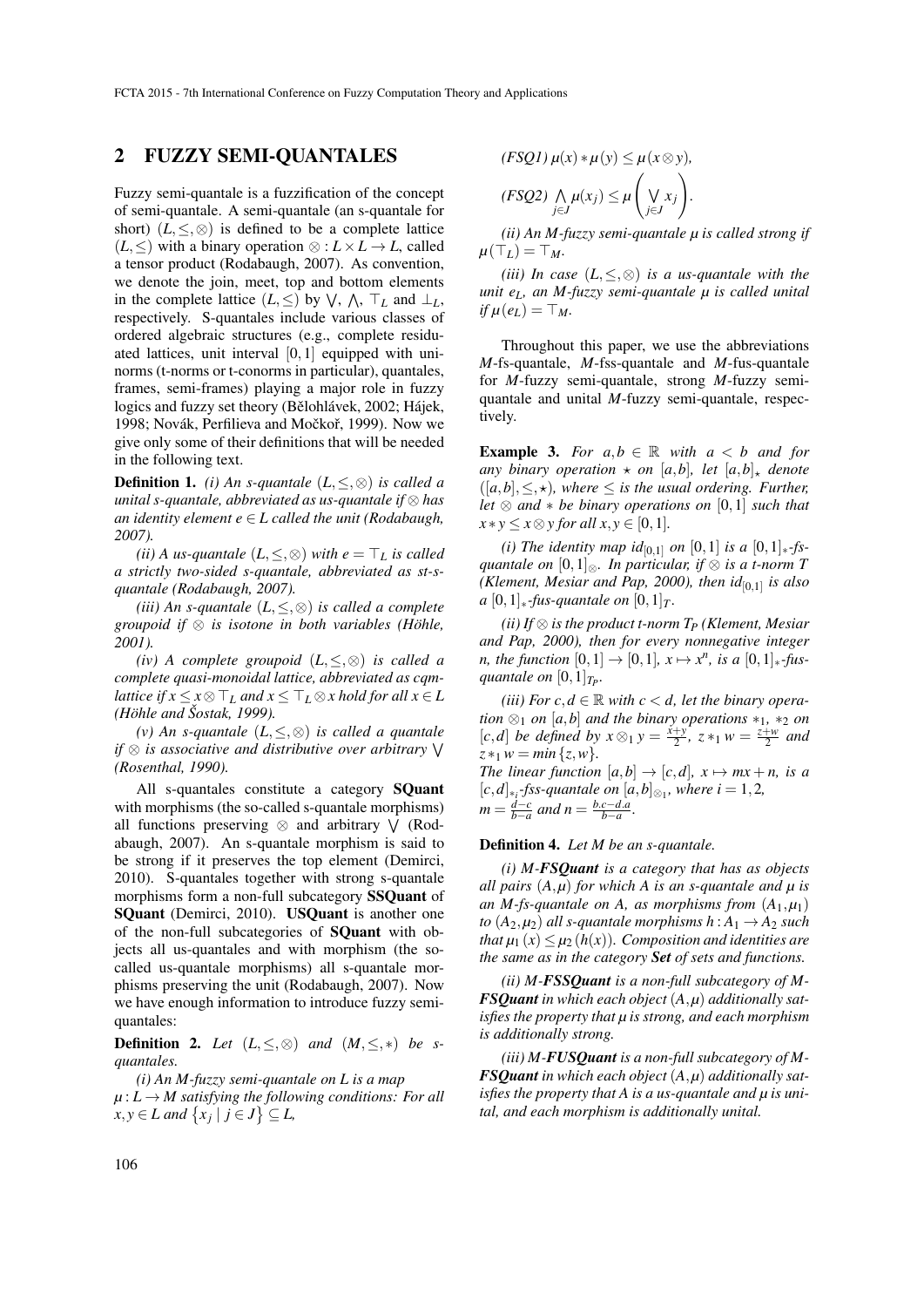## 2 FUZZY SEMI-QUANTALES

Fuzzy semi-quantale is a fuzzification of the concept of semi-quantale. A semi-quantale (an s-quantale for short) $(L,\leq,\otimes)$ is defined to be a complete lattice $(L,\leq)$ with a binary operation $\otimes : L\times L\to L$, called a tensor product (Rodabaugh, 2007). As convention, we denote the join, meet, top and bottom elements in the complete lattice $(L,\leq)$ by $\bigvee$, $\bigwedge$, $\top_L$ and $\bot_L$, respectively. S-quantales include various classes of ordered algebraic structures (e.g., complete residuated lattices, unit interval $[0,1]$ equipped with uninorms (t-norms or t-conorms in particular), quantales, frames, semi-frames) playing a major role in fuzzy logics and fuzzy set theory (Bělohlávek, 2002; Hájek, 1998; Novák, Perfilieva and Močkoř, 1999). Now we give only some of their definitions that will be needed in the following text.

**Definition 1.** *(i) An s-quantale $(L,\leq,\otimes)$ is called a unital s-quantale, abbreviated as us-quantale if $\otimes$ has an identity element $e\in L$ called the unit (Rodabaugh, 2007).*

*(ii) A us-quantale $(L,\leq,\otimes)$ with $e=\top_L$ is called a strictly two-sided s-quantale, abbreviated as st-s-quantale (Rodabaugh, 2007).*

*(iii) An s-quantale $(L,\leq,\otimes)$ is called a complete groupoid if $\otimes$ is isotone in both variables (Höhle, 2001).*

*(iv) A complete groupoid $(L,\leq,\otimes)$ is called a complete quasi-monoidal lattice, abbreviated as cqm-lattice if $x\leq x\otimes\top_L$ and $x\leq\top_L\otimes x$ hold for all $x\in L$ (Höhle and Šostak, 1999).*

*(v) An s-quantale $(L,\leq,\otimes)$ is called a quantale if $\otimes$ is associative and distributive over arbitrary $\bigvee$ (Rosenthal, 1990).*

All s-quantales constitute a category **SQuant** with morphisms (the so-called s-quantale morphisms) all functions preserving $\otimes$ and arbitrary $\bigvee$ (Rodabaugh, 2007). An s-quantale morphism is said to be strong if it preserves the top element (Demirci, 2010). S-quantales together with strong s-quantale morphisms form a non-full subcategory **SSQuant** of **SQuant** (Demirci, 2010). **USQuant** is another one of the non-full subcategories of **SQuant** with objects all us-quantales and with morphism (the so-called us-quantale morphisms) all s-quantale morphisms preserving the unit (Rodabaugh, 2007). Now we have enough information to introduce fuzzy semi-quantales:

**Definition 2.** *Let $(L,\leq,\otimes)$ and $(M,\leq,*)$ be s-quantales.*

*(i) An M-fuzzy semi-quantale on L is a map $\mu : L\to M$ satisfying the following conditions: For all $x,y\in L$ and $\{x_j \mid j\in J\}\subseteq L$,*

*(FSQ1)* $\mu(x)*\mu(y)\leq\mu(x\otimes y)$,

*(FSQ2)* $\bigwedge_{j\in J}\mu(x_j)\leq\mu\left(\bigvee_{j\in J}x_j\right)$.

*(ii) An M-fuzzy semi-quantale $\mu$ is called strong if $\mu(\top_L)=\top_M$.*

*(iii) In case $(L,\leq,\otimes)$ is a us-quantale with the unit $e_L$, an M-fuzzy semi-quantale $\mu$ is called unital if $\mu(e_L)=\top_M$.*

Throughout this paper, we use the abbreviations *M*-fs-quantale, *M*-fss-quantale and *M*-fus-quantale for *M*-fuzzy semi-quantale, strong *M*-fuzzy semi-quantale and unital *M*-fuzzy semi-quantale, respectively.

**Example 3.** *For $a,b\in\mathbb{R}$ with $a<b$ and for any binary operation $\star$ on $[a,b]$, let $[a,b]_\star$ denote $([a,b],\leq,\star)$, where $\leq$ is the usual ordering. Further, let $\otimes$ and $*$ be binary operations on $[0,1]$ such that $x*y\leq x\otimes y$ for all $x,y\in[0,1]$.*

*(i) The identity map $id_{[0,1]}$ on $[0,1]$ is a $[0,1]_*$-fs-quantale on $[0,1]_\otimes$. In particular, if $\otimes$ is a t-norm $T$ (Klement, Mesiar and Pap, 2000), then $id_{[0,1]}$ is also a $[0,1]_*$-fus-quantale on $[0,1]_T$.*

*(ii) If $\otimes$ is the product t-norm $T_P$ (Klement, Mesiar and Pap, 2000), then for every nonnegative integer n, the function $[0,1]\to[0,1]$, $x\mapsto x^n$, is a $[0,1]_*$-fus-quantale on $[0,1]_{T_P}$.*

*(iii) For $c,d\in\mathbb{R}$ with $c<d$, let the binary operation $\otimes_1$ on $[a,b]$ and the binary operations $*_1$, $*_2$ on $[c,d]$ be defined by $x\otimes_1 y=\frac{x+y}{2}$, $z*_1 w=\frac{z+w}{2}$ and $z*_1 w=\min\{z,w\}$.*
*The linear function $[a,b]\to[c,d]$, $x\mapsto mx+n$, is a $[c,d]_{*_i}$-fss-quantale on $[a,b]_{\otimes_1}$, where $i=1,2$, $m=\frac{d-c}{b-a}$ and $n=\frac{b.c-d.a}{b-a}$.*

**Definition 4.** *Let M be an s-quantale.*

*(i) M-**FSQuant** is a category that has as objects all pairs $(A,\mu)$ for which A is an s-quantale and $\mu$ is an M-fs-quantale on A, as morphisms from $(A_1,\mu_1)$ to $(A_2,\mu_2)$ all s-quantale morphisms $h : A_1\to A_2$ such that $\mu_1(x)\leq\mu_2(h(x))$. Composition and identities are the same as in the category **Set** of sets and functions.*

*(ii) M-**FSSQuant** is a non-full subcategory of M-**FSQuant** in which each object $(A,\mu)$ additionally satisfies the property that $\mu$ is strong, and each morphism is additionally strong.*

*(iii) M-**FUSQuant** is a non-full subcategory of M-**FSQuant** in which each object $(A,\mu)$ additionally satisfies the property that A is a us-quantale and $\mu$ is unital, and each morphism is additionally unital.*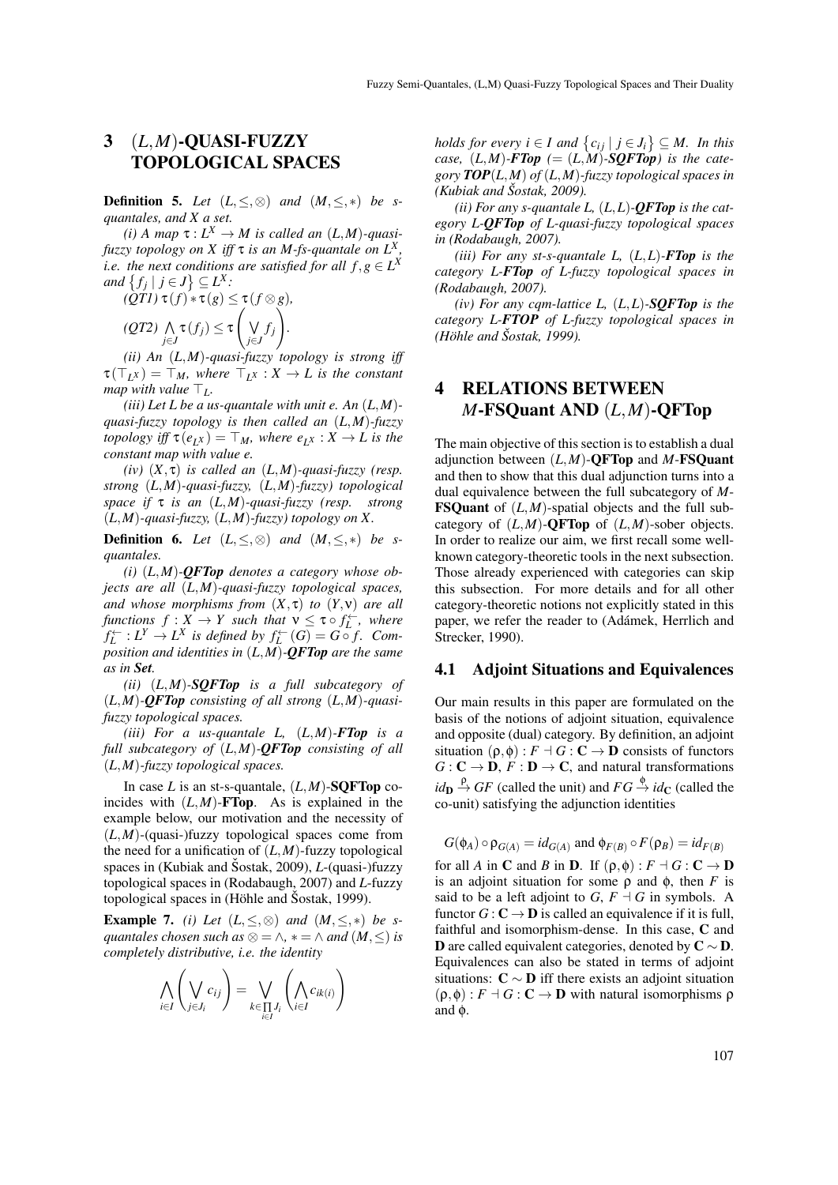## 3 $(L,M)$-QUASI-FUZZY TOPOLOGICAL SPACES

**Definition 5.** *Let $(L,\leq,\otimes)$ and $(M,\leq,*)$ be s-quantales, and $X$ a set.*

*(i) A map $\tau : L^X \to M$ is called an $(L,M)$-quasi-fuzzy topology on $X$ iff $\tau$ is an $M$-fs-quantale on $L^X$, i.e. the next conditions are satisfied for all $f,g \in L^X$ and $\{f_j \mid j \in J\} \subseteq L^X$:*

*(QT1)* $\tau(f) * \tau(g) \leq \tau(f \otimes g)$,

*(QT2)* $\bigwedge_{j\in J} \tau(f_j) \leq \tau\left(\bigvee_{j\in J} f_j\right)$.

*(ii) An $(L,M)$-quasi-fuzzy topology is strong iff $\tau(\top_{L^X}) = \top_M$, where $\top_{L^X} : X \to L$ is the constant map with value $\top_L$.*

*(iii) Let $L$ be a us-quantale with unit $e$. An $(L,M)$-quasi-fuzzy topology is then called an $(L,M)$-fuzzy topology iff $\tau(e_{L^X}) = \top_M$, where $e_{L^X} : X \to L$ is the constant map with value $e$.*

*(iv) $(X,\tau)$ is called an $(L,M)$-quasi-fuzzy (resp. strong $(L,M)$-quasi-fuzzy, $(L,M)$-fuzzy) topological space if $\tau$ is an $(L,M)$-quasi-fuzzy (resp. strong $(L,M)$-quasi-fuzzy, $(L,M)$-fuzzy) topology on $X$.*

**Definition 6.** *Let $(L,\leq,\otimes)$ and $(M,\leq,*)$ be s-quantales.*

*(i) $(L,M)$-**QFTop** denotes a category whose objects are all $(L,M)$-quasi-fuzzy topological spaces, and whose morphisms from $(X,\tau)$ to $(Y,\nu)$ are all functions $f : X \to Y$ such that $\nu \leq \tau \circ f_L^{\leftarrow}$, where $f_L^{\leftarrow} : L^Y \to L^X$ is defined by $f_L^{\leftarrow}(G) = G \circ f$. Composition and identities in $(L,M)$-**QFTop** are the same as in **Set**.*

*(ii) $(L,M)$-**SQFTop** is a full subcategory of $(L,M)$-**QFTop** consisting of all strong $(L,M)$-quasi-fuzzy topological spaces.*

*(iii) For a us-quantale $L$, $(L,M)$-**FTop** is a full subcategory of $(L,M)$-**QFTop** consisting of all $(L,M)$-fuzzy topological spaces.*

In case $L$ is an st-s-quantale, $(L,M)$-**SQFTop** coincides with $(L,M)$-**FTop**. As is explained in the example below, our motivation and the necessity of $(L,M)$-(quasi-)fuzzy topological spaces come from the need for a unification of $(L,M)$-fuzzy topological spaces in (Kubiak and Šostak, 2009), $L$-(quasi-)fuzzy topological spaces in (Rodabaugh, 2007) and $L$-fuzzy topological spaces in (Höhle and Šostak, 1999).

**Example 7.** *(i) Let $(L,\leq,\otimes)$ and $(M,\leq,*)$ be s-quantales chosen such as $\otimes = \wedge$, $* = \wedge$ and $(M,\leq)$ is completely distributive, i.e. the identity*

$$\bigwedge_{i\in I}\left(\bigvee_{j\in J_i} c_{ij}\right) = \bigvee_{k\in \prod_{i\in I} J_i}\left(\bigwedge_{i\in I} c_{ik(i)}\right)$$

*holds for every $i \in I$ and $\{c_{ij} \mid j \in J_i\} \subseteq M$. In this case, $(L,M)$-**FTop** ($= (L,M)$-**SQFTop**) is the category **TOP**$(L,M)$ of $(L,M)$-fuzzy topological spaces in (Kubiak and Šostak, 2009).*

*(ii) For any s-quantale $L$, $(L,L)$-**QFTop** is the category $L$-**QFTop** of $L$-quasi-fuzzy topological spaces in (Rodabaugh, 2007).*

*(iii) For any st-s-quantale $L$, $(L,L)$-**FTop** is the category $L$-**FTop** of $L$-fuzzy topological spaces in (Rodabaugh, 2007).*

*(iv) For any cqm-lattice $L$, $(L,L)$-**SQFTop** is the category $L$-**FTOP** of $L$-fuzzy topological spaces in (Höhle and Šostak, 1999).*

## 4 RELATIONS BETWEEN $M$-FSQuant AND $(L,M)$-QFTop

The main objective of this section is to establish a dual adjunction between $(L,M)$-**QFTop** and $M$-**FSQuant** and then to show that this dual adjunction turns into a dual equivalence between the full subcategory of $M$-**FSQuant** of $(L,M)$-spatial objects and the full subcategory of $(L,M)$-**QFTop** of $(L,M)$-sober objects. In order to realize our aim, we first recall some well-known category-theoretic tools in the next subsection. Those already experienced with categories can skip this subsection. For more details and for all other category-theoretic notions not explicitly stated in this paper, we refer the reader to (Adámek, Herrlich and Strecker, 1990).

### 4.1 Adjoint Situations and Equivalences

Our main results in this paper are formulated on the basis of the notions of adjoint situation, equivalence and opposite (dual) category. By definition, an adjoint situation $(\rho,\phi) : F \dashv G : \mathbf{C} \to \mathbf{D}$ consists of functors $G : \mathbf{C} \to \mathbf{D}$, $F : \mathbf{D} \to \mathbf{C}$, and natural transformations $id_{\mathbf{D}} \xrightarrow{\rho} GF$ (called the unit) and $FG \xrightarrow{\phi} id_{\mathbf{C}}$ (called the co-unit) satisfying the adjunction identities

$$G(\phi_A) \circ \rho_{G(A)} = id_{G(A)} \text{ and } \phi_{F(B)} \circ F(\rho_B) = id_{F(B)}$$

for all $A$ in $\mathbf{C}$ and $B$ in $\mathbf{D}$. If $(\rho,\phi) : F \dashv G : \mathbf{C} \to \mathbf{D}$ is an adjoint situation for some $\rho$ and $\phi$, then $F$ is said to be a left adjoint to $G$, $F \dashv G$ in symbols. A functor $G : \mathbf{C} \to \mathbf{D}$ is called an equivalence if it is full, faithful and isomorphism-dense. In this case, $\mathbf{C}$ and $\mathbf{D}$ are called equivalent categories, denoted by $\mathbf{C} \sim \mathbf{D}$. Equivalences can also be stated in terms of adjoint situations: $\mathbf{C} \sim \mathbf{D}$ iff there exists an adjoint situation $(\rho,\phi) : F \dashv G : \mathbf{C} \to \mathbf{D}$ with natural isomorphisms $\rho$ and $\phi$.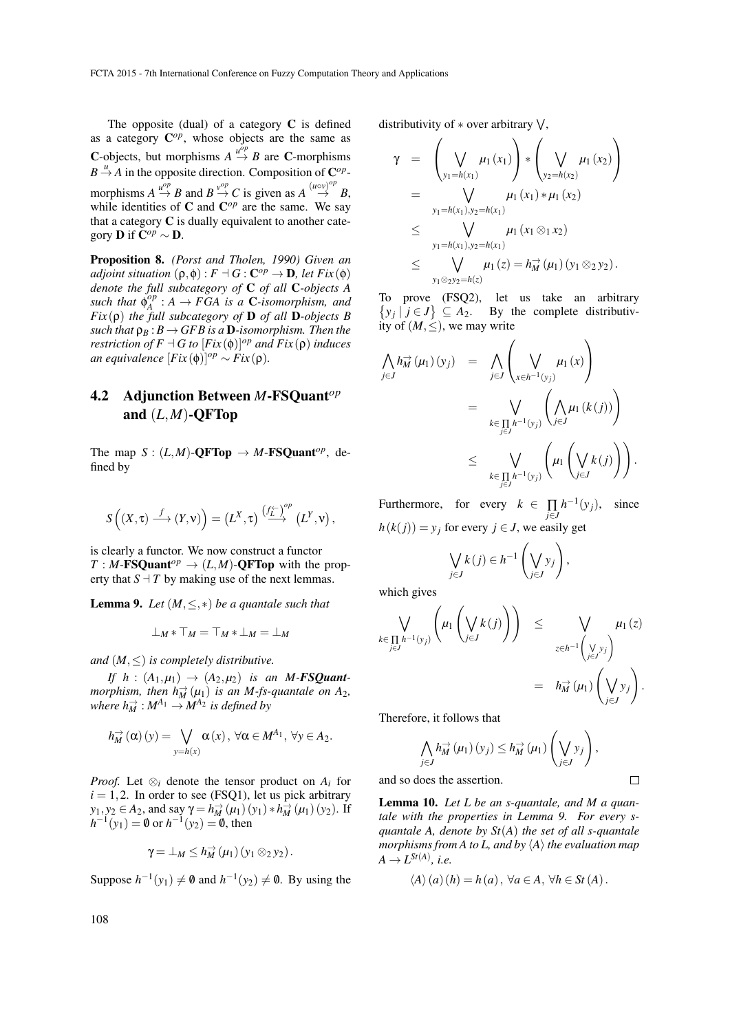The opposite (dual) of a category $\mathbf{C}$ is defined as a category $\mathbf{C}^{op}$, whose objects are the same as $\mathbf{C}$-objects, but morphisms $A \overset{u^{op}}{\to} B$ are $\mathbf{C}$-morphisms $B \overset{u}{\to} A$ in the opposite direction. Composition of $\mathbf{C}^{op}$-morphisms $A \overset{u^{op}}{\to} B$ and $B \overset{v^{op}}{\to} C$ is given as $A \overset{(u\circ v)^{op}}{\to} B$, while identities of $\mathbf{C}$ and $\mathbf{C}^{op}$ are the same. We say that a category $\mathbf{C}$ is dually equivalent to another category $\mathbf{D}$ if $\mathbf{C}^{op} \sim \mathbf{D}$.

**Proposition 8.** *(Porst and Tholen, 1990) Given an adjoint situation $(\rho, \phi) : F \dashv G : \mathbf{C}^{op} \to \mathbf{D}$, let $Fix(\phi)$ denote the full subcategory of $\mathbf{C}$ of all $\mathbf{C}$-objects $A$ such that $\phi_A^{op} : A \to FGA$ is a $\mathbf{C}$-isomorphism, and $Fix(\rho)$ the full subcategory of $\mathbf{D}$ of all $\mathbf{D}$-objects $B$ such that $\rho_B : B \to GFB$ is a $\mathbf{D}$-isomorphism. Then the restriction of $F \dashv G$ to $[Fix(\phi)]^{op}$ and $Fix(\rho)$ induces an equivalence $[Fix(\phi)]^{op} \sim Fix(\rho)$.*

## 4.2 Adjunction Between $M$-FSQuant$^{op}$ and $(L,M)$-QFTop

The map $S : (L,M)\text{-}\mathbf{QFTop} \to M\text{-}\mathbf{FSQuant}^{op}$, defined by

$$S\left((X,\tau) \xrightarrow{f} (Y,\nu)\right) = \left(L^X,\tau\right) \overset{\left(f_L^{\leftarrow}\right)^{op}}{\longrightarrow} \left(L^Y,\nu\right),$$

is clearly a functor. We now construct a functor $T : M\text{-}\mathbf{FSQuant}^{op} \to (L,M)\text{-}\mathbf{QFTop}$ with the property that $S \dashv T$ by making use of the next lemmas.

**Lemma 9.** *Let $(M,\leq,*)$ be a quantale such that*

$$\perp_M * \top_M = \top_M * \perp_M = \perp_M$$

*and $(M,\leq)$ is completely distributive.*

*If $h : (A_1,\mu_1) \to (A_2,\mu_2)$ is an $M$-**FSQuant**-morphism, then $h_M^{\to}(\mu_1)$ is an $M$-fs-quantale on $A_2$, where $h_M^{\to} : M^{A_1} \to M^{A_2}$ is defined by*

$$h_M^{\to}(\alpha)(y) = \bigvee_{y=h(x)} \alpha(x),\ \forall \alpha \in M^{A_1},\ \forall y \in A_2.$$

*Proof.* Let $\otimes_i$ denote the tensor product on $A_i$ for $i = 1,2$. In order to see (FSQ1), let us pick arbitrary $y_1, y_2 \in A_2$, and say $\gamma = h_M^{\to}(\mu_1)(y_1) * h_M^{\to}(\mu_1)(y_2)$. If $h^{-1}(y_1) = \emptyset$ or $h^{-1}(y_2) = \emptyset$, then

$$\gamma = \perp_M \leq h_M^{\to}(\mu_1)(y_1 \otimes_2 y_2).$$

Suppose $h^{-1}(y_1) \neq \emptyset$ and $h^{-1}(y_2) \neq \emptyset$. By using the distributivity of $*$ over arbitrary $\bigvee$,

$$\begin{aligned}
\gamma &= \left(\bigvee_{y_1=h(x_1)} \mu_1(x_1)\right) * \left(\bigvee_{y_2=h(x_2)} \mu_1(x_2)\right) \\
&= \bigvee_{y_1=h(x_1),y_2=h(x_1)} \mu_1(x_1) * \mu_1(x_2) \\
&\leq \bigvee_{y_1=h(x_1),y_2=h(x_1)} \mu_1(x_1 \otimes_1 x_2) \\
&\leq \bigvee_{y_1\otimes_2 y_2=h(z)} \mu_1(z) = h_M^{\to}(\mu_1)(y_1 \otimes_2 y_2).
\end{aligned}$$

To prove (FSQ2), let us take an arbitrary $\{y_j \mid j \in J\} \subseteq A_2$. By the complete distributivity of $(M,\leq)$, we may write

$$\begin{aligned}
\bigwedge_{j\in J} h_M^{\to}(\mu_1)(y_j) &= \bigwedge_{j\in J}\left(\bigvee_{x\in h^{-1}(y_j)} \mu_1(x)\right) \\
&= \bigvee_{k\in \prod\limits_{j\in J} h^{-1}(y_j)} \left(\bigwedge_{j\in J} \mu_1(k(j))\right) \\
&\leq \bigvee_{k\in \prod\limits_{j\in J} h^{-1}(y_j)} \left(\mu_1\left(\bigvee_{j\in J} k(j)\right)\right).
\end{aligned}$$

Furthermore, for every $k \in \prod\limits_{j\in J} h^{-1}(y_j)$, since $h(k(j)) = y_j$ for every $j \in J$, we easily get

$$\bigvee_{j\in J} k(j) \in h^{-1}\left(\bigvee_{j\in J} y_j\right),$$

which gives

$$\begin{aligned}
\bigvee_{k\in \prod\limits_{j\in J} h^{-1}(y_j)} \left(\mu_1\left(\bigvee_{j\in J} k(j)\right)\right) &\leq \bigvee_{z\in h^{-1}\left(\bigvee\limits_{j\in J} y_j\right)} \mu_1(z) \\
&= h_M^{\to}(\mu_1)\left(\bigvee_{j\in J} y_j\right).
\end{aligned}$$

Therefore, it follows that

$$\bigwedge_{j\in J} h_M^{\to}(\mu_1)(y_j) \leq h_M^{\to}(\mu_1)\left(\bigvee_{j\in J} y_j\right),$$

and so does the assertion. $\square$

**Lemma 10.** *Let $L$ be an s-quantale, and $M$ a quantale with the properties in Lemma 9. For every s-quantale $A$, denote by $St(A)$ the set of all s-quantale morphisms from $A$ to $L$, and by $\langle A\rangle$ the evaluation map $A \to L^{St(A)}$, i.e.*

$$\langle A\rangle(a)(h) = h(a),\ \forall a \in A,\ \forall h \in St(A).$$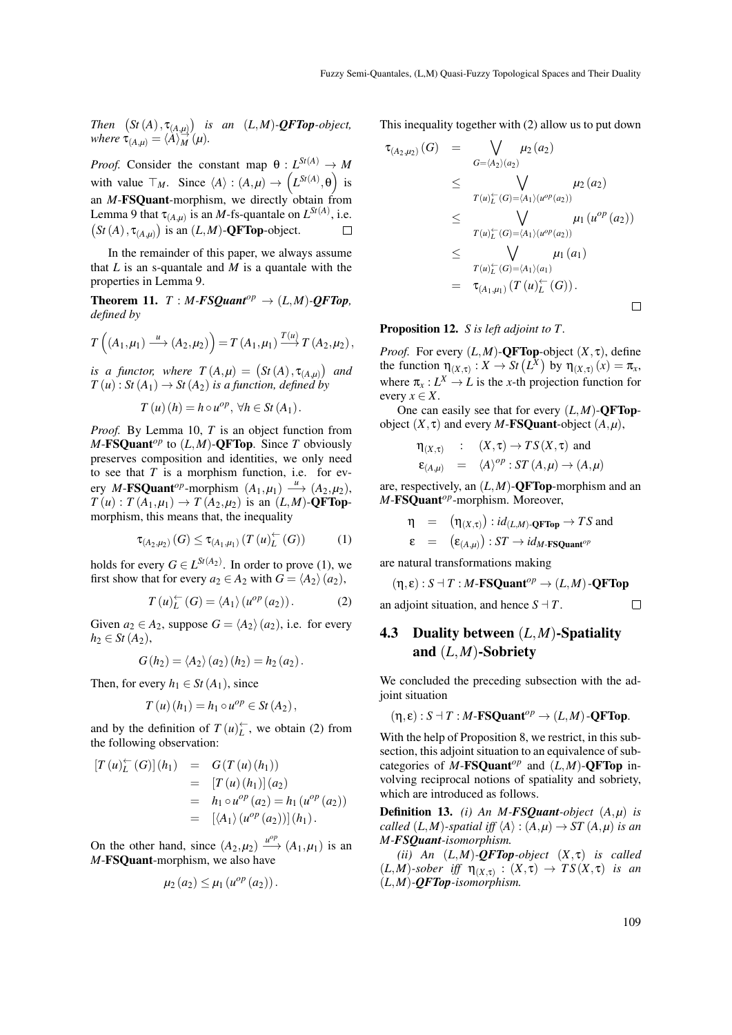*Then* $\left(St(A), \tau_{(A,\mu)}\right)$ *is an* $(L,M)$*-**QFTop**-object, where* $\tau_{(A,\mu)} = \langle A \rangle_M^{\rightarrow}(\mu)$.

*Proof.* Consider the constant map $\theta : L^{St(A)} \to M$ with value $\top_M$. Since $\langle A \rangle : (A,\mu) \to \left(L^{St(A)}, \theta\right)$ is an $M$-**FSQuant**-morphism, we directly obtain from Lemma 9 that $\tau_{(A,\mu)}$ is an $M$-fs-quantale on $L^{St(A)}$, i.e. $\left(St(A), \tau_{(A,\mu)}\right)$ is an $(L,M)$-**QFTop**-object. □

In the remainder of this paper, we always assume that $L$ is an s-quantale and $M$ is a quantale with the properties in Lemma 9.

**Theorem 11.** *$T : M$-**FSQuant**$^{op} \to (L,M)$-**QFTop**, defined by*

$$T\left((A_1,\mu_1) \xrightarrow{u} (A_2,\mu_2)\right) = T(A_1,\mu_1) \xrightarrow{T(u)} T(A_2,\mu_2),$$

*is a functor, where* $T(A,\mu) = \left(St(A), \tau_{(A,\mu)}\right)$ *and* $T(u) : St(A_1) \to St(A_2)$ *is a function, defined by*

$$T(u)(h) = h \circ u^{op}, \ \forall h \in St(A_1).$$

*Proof.* By Lemma 10, $T$ is an object function from $M$-**FSQuant**$^{op}$ to $(L,M)$-**QFTop**. Since $T$ obviously preserves composition and identities, we only need to see that $T$ is a morphism function, i.e. for every $M$-**FSQuant**$^{op}$-morphism $(A_1,\mu_1) \xrightarrow{u} (A_2,\mu_2)$, $T(u) : T(A_1,\mu_1) \to T(A_2,\mu_2)$ is an $(L,M)$-**QFTop**-morphism, this means that, the inequality

$$\tau_{(A_2,\mu_2)}(G) \leq \tau_{(A_1,\mu_1)}\left(T(u)_L^{\leftarrow}(G)\right) \quad (1)$$

holds for every $G \in L^{St(A_2)}$. In order to prove (1), we first show that for every $a_2 \in A_2$ with $G = \langle A_2 \rangle (a_2)$,

$$T(u)_L^{\leftarrow}(G) = \langle A_1 \rangle \left(u^{op}(a_2)\right). \quad (2)$$

Given $a_2 \in A_2$, suppose $G = \langle A_2 \rangle (a_2)$, i.e. for every $h_2 \in St(A_2)$,

$$G(h_2) = \langle A_2 \rangle (a_2)(h_2) = h_2(a_2).$$

Then, for every $h_1 \in St(A_1)$, since

$$T(u)(h_1) = h_1 \circ u^{op} \in St(A_2),$$

and by the definition of $T(u)_L^{\leftarrow}$, we obtain (2) from the following observation:

$$\begin{aligned}
\left[T(u)_L^{\leftarrow}(G)\right](h_1) &= G\left(T(u)(h_1)\right) \\
&= \left[T(u)(h_1)\right](a_2) \\
&= h_1 \circ u^{op}(a_2) = h_1\left(u^{op}(a_2)\right) \\
&= \left[\langle A_1 \rangle \left(u^{op}(a_2)\right)\right](h_1).
\end{aligned}$$

On the other hand, since $(A_2,\mu_2) \xrightarrow{u^{op}} (A_1,\mu_1)$ is an $M$-**FSQuant**-morphism, we also have

$$\mu_2(a_2) \leq \mu_1\left(u^{op}(a_2)\right).$$

This inequality together with (2) allow us to put down

$$\begin{aligned}
\tau_{(A_2,\mu_2)}(G) &= \bigvee_{G = \langle A_2 \rangle (a_2)} \mu_2(a_2) \\
&\leq \bigvee_{T(u)_L^{\leftarrow}(G) = \langle A_1 \rangle (u^{op}(a_2))} \mu_2(a_2) \\
&\leq \bigvee_{T(u)_L^{\leftarrow}(G) = \langle A_1 \rangle (u^{op}(a_2))} \mu_1\left(u^{op}(a_2)\right) \\
&\leq \bigvee_{T(u)_L^{\leftarrow}(G) = \langle A_1 \rangle (a_1)} \mu_1(a_1) \\
&= \tau_{(A_1,\mu_1)}\left(T(u)_L^{\leftarrow}(G)\right).
\end{aligned}$$

□

**Proposition 12.** *$S$ is left adjoint to $T$.*

*Proof.* For every $(L,M)$-**QFTop**-object $(X,\tau)$, define the function $\eta_{(X,\tau)} : X \to St\left(L^X\right)$ by $\eta_{(X,\tau)}(x) = \pi_x$, where $\pi_x : L^X \to L$ is the $x$-th projection function for every $x \in X$.

One can easily see that for every $(L,M)$-**QFTop**-object $(X,\tau)$ and every $M$-**FSQuant**-object $(A,\mu)$,

$$\begin{aligned}
\eta_{(X,\tau)} &: (X,\tau) \to TS(X,\tau) \text{ and} \\
\varepsilon_{(A,\mu)} &= \langle A \rangle^{op} : ST(A,\mu) \to (A,\mu)
\end{aligned}$$

are, respectively, an $(L,M)$-**QFTop**-morphism and an $M$-**FSQuant**$^{op}$-morphism. Moreover,

$$\begin{aligned}
\eta &= \left(\eta_{(X,\tau)}\right) : id_{(L,M)\text{-}\mathbf{QFTop}} \to TS \text{ and} \\
\varepsilon &= \left(\varepsilon_{(A,\mu)}\right) : ST \to id_{M\text{-}\mathbf{FSQuant}^{op}}
\end{aligned}$$

are natural transformations making

$$(\eta, \varepsilon) : S \dashv T : M\text{-}\mathbf{FSQuant}^{op} \to (L,M)\text{-}\mathbf{QFTop}$$

an adjoint situation, and hence $S \dashv T$. □

## 4.3 Duality between $(L,M)$-Spatiality and $(L,M)$-Sobriety

We concluded the preceding subsection with the adjoint situation

$$(\eta, \varepsilon) : S \dashv T : M\text{-}\mathbf{FSQuant}^{op} \to (L,M)\text{-}\mathbf{QFTop}.$$

With the help of Proposition 8, we restrict, in this subsection, this adjoint situation to an equivalence of subcategories of $M$-**FSQuant**$^{op}$ and $(L,M)$-**QFTop** involving reciprocal notions of spatiality and sobriety, which are introduced as follows.

**Definition 13.** *(i) An $M$-**FSQuant**-object $(A,\mu)$ is called $(L,M)$-spatial iff $\langle A \rangle : (A,\mu) \to ST(A,\mu)$ is an $M$-**FSQuant**-isomorphism.*

*(ii) An $(L,M)$-**QFTop**-object $(X,\tau)$ is called $(L,M)$-sober iff $\eta_{(X,\tau)} : (X,\tau) \to TS(X,\tau)$ is an $(L,M)$-**QFTop**-isomorphism.*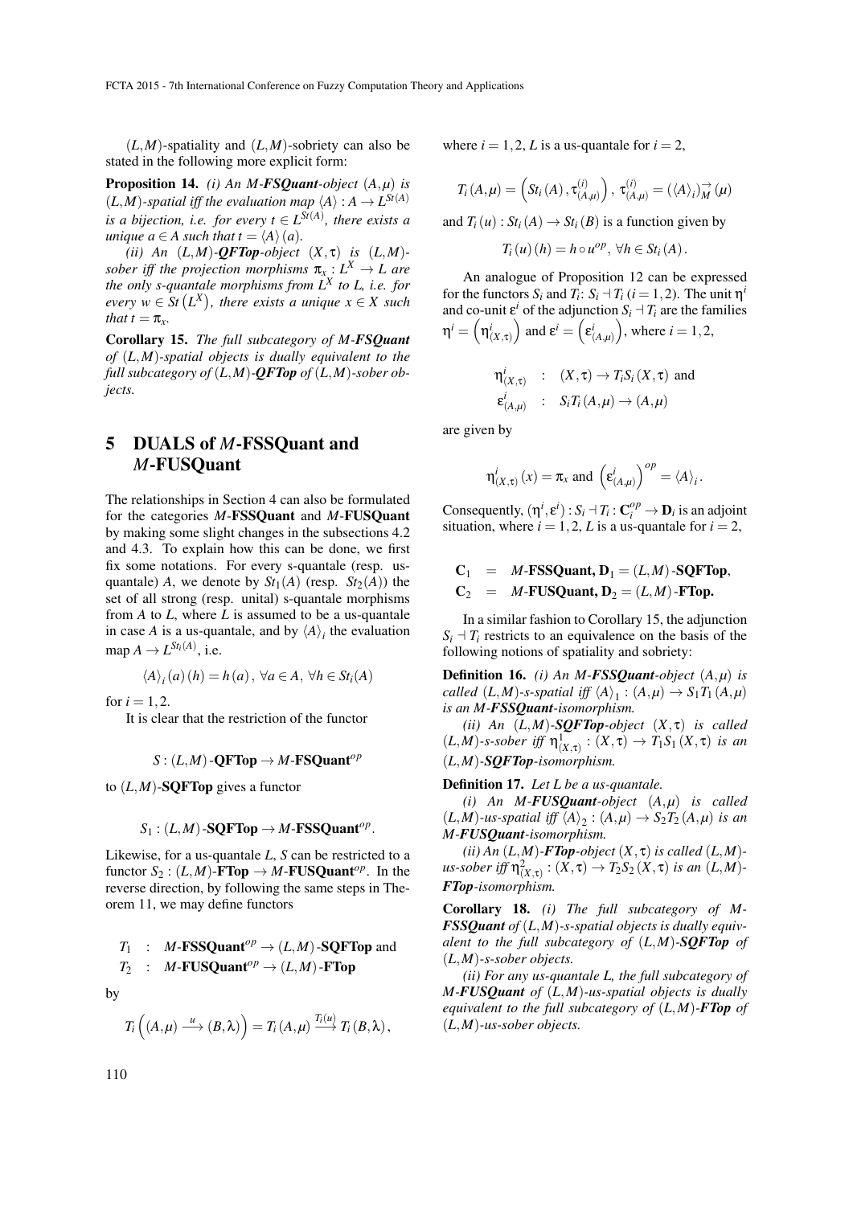$(L,M)$-spatiality and $(L,M)$-sobriety can also be stated in the following more explicit form:

**Proposition 14.** *(i) An $M$-**FSQuant**-object $(A,\mu)$ is $(L,M)$-spatial iff the evaluation map $\langle A\rangle : A \to L^{St(A)}$ is a bijection, i.e. for every $t \in L^{St(A)}$, there exists a unique $a \in A$ such that $t = \langle A\rangle(a)$.*

*(ii) An $(L,M)$-**QFTop**-object $(X,\tau)$ is $(L,M)$-sober iff the projection morphisms $\pi_x : L^X \to L$ are the only s-quantale morphisms from $L^X$ to $L$, i.e. for every $w \in St\left(L^X\right)$, there exists a unique $x \in X$ such that $t = \pi_x$.*

**Corollary 15.** *The full subcategory of $M$-**FSQuant** of $(L,M)$-spatial objects is dually equivalent to the full subcategory of $(L,M)$-**QFTop** of $(L,M)$-sober objects.*

## 5 DUALS of $M$-FSSQuant and $M$-FUSQuant

The relationships in Section 4 can also be formulated for the categories $M$-**FSSQuant** and $M$-**FUSQuant** by making some slight changes in the subsections 4.2 and 4.3. To explain how this can be done, we first fix some notations. For every s-quantale (resp. us-quantale) $A$, we denote by $St_1(A)$ (resp. $St_2(A)$) the set of all strong (resp. unital) s-quantale morphisms from $A$ to $L$, where $L$ is assumed to be a us-quantale in case $A$ is a us-quantale, and by $\langle A\rangle_i$ the evaluation map $A \to L^{St_i(A)}$, i.e.

$$\langle A\rangle_i(a)(h) = h(a),\ \forall a \in A,\ \forall h \in St_i(A)$$

for $i = 1,2$.

It is clear that the restriction of the functor

$$S : (L,M)\text{-}\mathbf{QFTop} \to M\text{-}\mathbf{FSQuant}^{op}$$

to $(L,M)$-**SQFTop** gives a functor

$$S_1 : (L,M)\text{-}\mathbf{SQFTop} \to M\text{-}\mathbf{FSSQuant}^{op}.$$

Likewise, for a us-quantale $L$, $S$ can be restricted to a functor $S_2 : (L,M)\text{-}\mathbf{FTop} \to M\text{-}\mathbf{FUSQuant}^{op}$. In the reverse direction, by following the same steps in Theorem 11, we may define functors

$$T_1 \ :\ M\text{-}\mathbf{FSSQuant}^{op} \to (L,M)\text{-}\mathbf{SQFTop} \text{ and}$$
$$T_2 \ :\ M\text{-}\mathbf{FUSQuant}^{op} \to (L,M)\text{-}\mathbf{FTop}$$

by

$$T_i\left((A,\mu) \xrightarrow{\ u\ } (B,\lambda)\right) = T_i(A,\mu) \xrightarrow{T_i(u)} T_i(B,\lambda),$$

where $i = 1,2$, $L$ is a us-quantale for $i = 2$,

$$T_i(A,\mu) = \left(St_i(A), \tau^{(i)}_{(A,\mu)}\right),\ \tau^{(i)}_{(A,\mu)} = \left(\langle A\rangle_i\right)^{\rightarrow}_M(\mu)$$

and $T_i(u) : St_i(A) \to St_i(B)$ is a function given by

$$T_i(u)(h) = h \circ u^{op},\ \forall h \in St_i(A).$$

An analogue of Proposition 12 can be expressed for the functors $S_i$ and $T_i$: $S_i \dashv T_i$ $(i = 1,2)$. The unit $\eta^i$ and co-unit $\varepsilon^i$ of the adjunction $S_i \dashv T_i$ are the families $\eta^i = \left(\eta^i_{(X,\tau)}\right)$ and $\varepsilon^i = \left(\varepsilon^i_{(A,\mu)}\right)$, where $i = 1,2$,

$$\eta^i_{(X,\tau)} \ :\ (X,\tau) \to T_iS_i(X,\tau) \text{ and}$$
$$\varepsilon^i_{(A,\mu)} \ :\ S_iT_i(A,\mu) \to (A,\mu)$$

are given by

$$\eta^i_{(X,\tau)}(x) = \pi_x \text{ and } \left(\varepsilon^i_{(A,\mu)}\right)^{op} = \langle A\rangle_i.$$

Consequently, $(\eta^i,\varepsilon^i) : S_i \dashv T_i : \mathbf{C}_i^{op} \to \mathbf{D}_i$ is an adjoint situation, where $i = 1,2$, $L$ is a us-quantale for $i = 2$,

$$\mathbf{C}_1 \ =\ M\text{-}\mathbf{FSSQuant},\ \mathbf{D}_1 = (L,M)\text{-}\mathbf{SQFTop},$$
$$\mathbf{C}_2 \ =\ M\text{-}\mathbf{FUSQuant},\ \mathbf{D}_2 = (L,M)\text{-}\mathbf{FTop}.$$

In a similar fashion to Corollary 15, the adjunction $S_i \dashv T_i$ restricts to an equivalence on the basis of the following notions of spatiality and sobriety:

**Definition 16.** *(i) An $M$-**FSSQuant**-object $(A,\mu)$ is called $(L,M)$-s-spatial iff $\langle A\rangle_1 : (A,\mu) \to S_1T_1(A,\mu)$ is an $M$-**FSSQuant**-isomorphism.*

*(ii) An $(L,M)$-**SQFTop**-object $(X,\tau)$ is called $(L,M)$-s-sober iff $\eta^1_{(X,\tau)} : (X,\tau) \to T_1S_1(X,\tau)$ is an $(L,M)$-**SQFTop**-isomorphism.*

**Definition 17.** *Let $L$ be a us-quantale.*

*(i) An $M$-**FUSQuant**-object $(A,\mu)$ is called $(L,M)$-us-spatial iff $\langle A\rangle_2 : (A,\mu) \to S_2T_2(A,\mu)$ is an $M$-**FUSQuant**-isomorphism.*

*(ii) An $(L,M)$-**FTop**-object $(X,\tau)$ is called $(L,M)$-us-sober iff $\eta^2_{(X,\tau)} : (X,\tau) \to T_2S_2(X,\tau)$ is an $(L,M)$-**FTop**-isomorphism.*

**Corollary 18.** *(i) The full subcategory of $M$-**FSSQuant** of $(L,M)$-s-spatial objects is dually equivalent to the full subcategory of $(L,M)$-**SQFTop** of $(L,M)$-s-sober objects.*

*(ii) For any us-quantale $L$, the full subcategory of $M$-**FUSQuant** of $(L,M)$-us-spatial objects is dually equivalent to the full subcategory of $(L,M)$-**FTop** of $(L,M)$-us-sober objects.*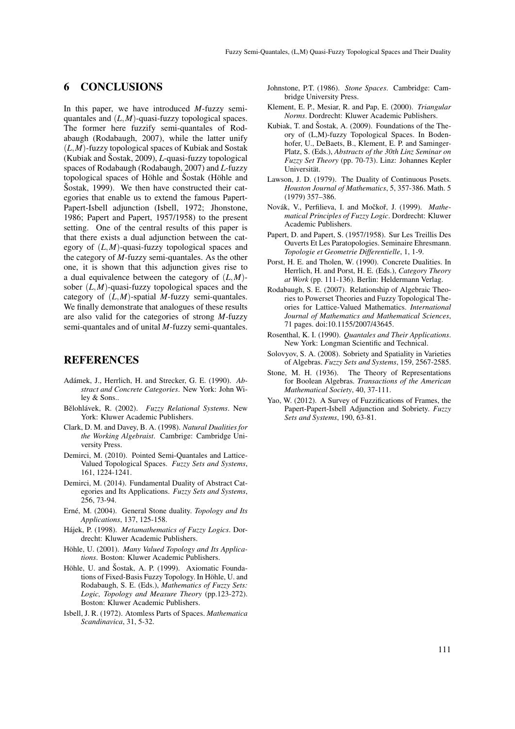## 6 CONCLUSIONS

In this paper, we have introduced $M$-fuzzy semi-quantales and $(L,M)$-quasi-fuzzy topological spaces. The former here fuzzify semi-quantales of Rodabaugh (Rodabaugh, 2007), while the latter unify $(L,M)$-fuzzy topological spaces of Kubiak and Sostak (Kubiak and Šostak, 2009), $L$-quasi-fuzzy topological spaces of Rodabaugh (Rodabaugh, 2007) and $L$-fuzzy topological spaces of Höhle and Šostak (Höhle and Šostak, 1999). We then have constructed their categories that enable us to extend the famous Papert-Papert-Isbell adjunction (Isbell, 1972; Jhonstone, 1986; Papert and Papert, 1957/1958) to the present setting. One of the central results of this paper is that there exists a dual adjunction between the category of $(L,M)$-quasi-fuzzy topological spaces and the category of $M$-fuzzy semi-quantales. As the other one, it is shown that this adjunction gives rise to a dual equivalence between the category of $(L,M)$-sober $(L,M)$-quasi-fuzzy topological spaces and the category of $(L,M)$-spatial $M$-fuzzy semi-quantales. We finally demonstrate that analogues of these results are also valid for the categories of strong $M$-fuzzy semi-quantales and of unital $M$-fuzzy semi-quantales.

## REFERENCES

Adámek, J., Herrlich, H. and Strecker, G. E. (1990). *Abstract and Concrete Categories*. New York: John Wiley & Sons..

Bělohlávek, R. (2002). *Fuzzy Relational Systems*. New York: Kluwer Academic Publishers.

Clark, D. M. and Davey, B. A. (1998). *Natural Dualities for the Working Algebraist*. Cambrige: Cambridge University Press.

Demirci, M. (2010). Pointed Semi-Quantales and Lattice-Valued Topological Spaces. *Fuzzy Sets and Systems*, 161, 1224-1241.

Demirci, M. (2014). Fundamental Duality of Abstract Categories and Its Applications. *Fuzzy Sets and Systems*, 256, 73-94.

Erné, M. (2004). General Stone duality. *Topology and Its Applications*, 137, 125-158.

Hájek, P. (1998). *Metamathematics of Fuzzy Logics*. Dordrecht: Kluwer Academic Publishers.

Höhle, U. (2001). *Many Valued Topology and Its Applications*. Boston: Kluwer Academic Publishers.

Höhle, U. and Šostak, A. P. (1999). Axiomatic Foundations of Fixed-Basis Fuzzy Topology. In Höhle, U. and Rodabaugh, S. E. (Eds.), *Mathematics of Fuzzy Sets: Logic, Topology and Measure Theory* (pp.123-272). Boston: Kluwer Academic Publishers.

Isbell, J. R. (1972). Atomless Parts of Spaces. *Mathematica Scandinavica*, 31, 5-32.

Johnstone, P.T. (1986). *Stone Spaces*. Cambridge: Cambridge University Press.

Klement, E. P., Mesiar, R. and Pap, E. (2000). *Triangular Norms*. Dordrecht: Kluwer Academic Publishers.

Kubiak, T. and Šostak, A. (2009). Foundations of the Theory of (L,M)-fuzzy Topological Spaces. In Bodenhofer, U., DeBaets, B., Klement, E. P. and Saminger-Platz, S. (Eds.), *Abstracts of the 30th Linz Seminar on Fuzzy Set Theory* (pp. 70-73). Linz: Johannes Kepler Universität.

Lawson, J. D. (1979). The Duality of Continuous Posets. *Houston Journal of Mathematics*, 5, 357-386. Math. 5 (1979) 357–386.

Novák, V., Perfilieva, I. and Močkoř, J. (1999). *Mathematical Principles of Fuzzy Logic*. Dordrecht: Kluwer Academic Publishers.

Papert, D. and Papert, S. (1957/1958). Sur Les Treillis Des Ouverts Et Les Paratopologies. Seminaire Ehresmann. *Topologie et Geometrie Differentielle*, 1, 1-9.

Porst, H. E. and Tholen, W. (1990). Concrete Dualities. In Herrlich, H. and Porst, H. E. (Eds.), *Category Theory at Work* (pp. 111-136). Berlin: Heldermann Verlag.

Rodabaugh, S. E. (2007). Relationship of Algebraic Theories to Powerset Theories and Fuzzy Topological Theories for Lattice-Valued Mathematics. *International Journal of Mathematics and Mathematical Sciences*, 71 pages. doi:10.1155/2007/43645.

Rosenthal, K. I. (1990). *Quantales and Their Applications*. New York: Longman Scientific and Technical.

Solovyov, S. A. (2008). Sobriety and Spatiality in Varieties of Algebras. *Fuzzy Sets and Systems*, 159, 2567-2585.

Stone, M. H. (1936). The Theory of Representations for Boolean Algebras. *Transactions of the American Mathematical Society*, 40, 37-111.

Yao, W. (2012). A Survey of Fuzzifications of Frames, the Papert-Papert-Isbell Adjunction and Sobriety. *Fuzzy Sets and Systems*, 190, 63-81.